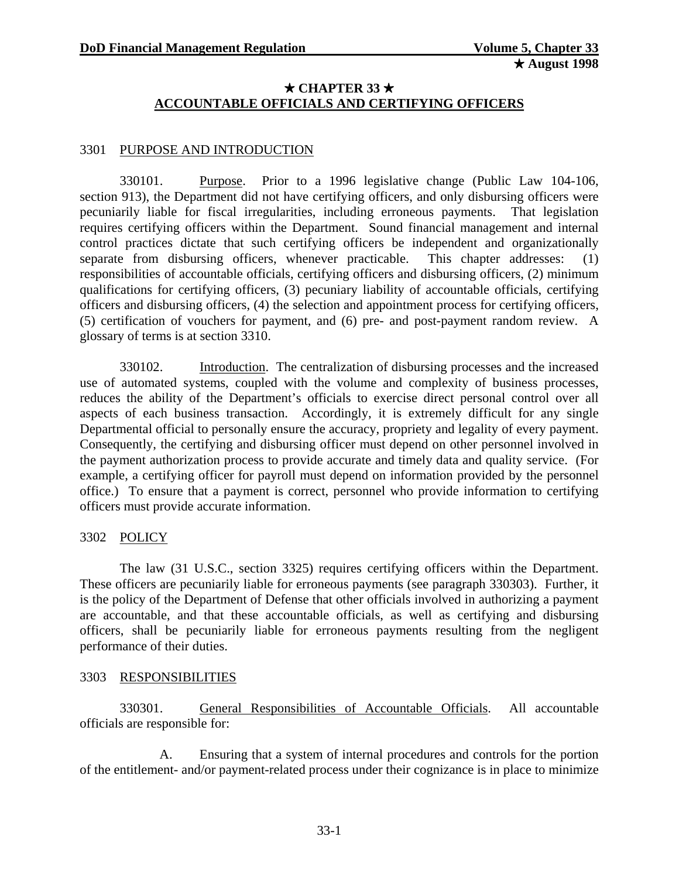# ★ CHAPTER 33 ★
## ACCOUNTABLE OFFICIALS AND CERTIFYING OFFICERS

### 3301 PURPOSE AND INTRODUCTION

330101. Purpose. Prior to a 1996 legislative change (Public Law 104-106, section 913), the Department did not have certifying officers, and only disbursing officers were pecuniarily liable for fiscal irregularities, including erroneous payments. That legislation requires certifying officers within the Department. Sound financial management and internal control practices dictate that such certifying officers be independent and organizationally separate from disbursing officers, whenever practicable. This chapter addresses: (1) responsibilities of accountable officials, certifying officers and disbursing officers, (2) minimum qualifications for certifying officers, (3) pecuniary liability of accountable officials, certifying officers and disbursing officers, (4) the selection and appointment process for certifying officers, (5) certification of vouchers for payment, and (6) pre- and post-payment random review. A glossary of terms is at section 3310.

330102. Introduction. The centralization of disbursing processes and the increased use of automated systems, coupled with the volume and complexity of business processes, reduces the ability of the Department's officials to exercise direct personal control over all aspects of each business transaction. Accordingly, it is extremely difficult for any single Departmental official to personally ensure the accuracy, propriety and legality of every payment. Consequently, the certifying and disbursing officer must depend on other personnel involved in the payment authorization process to provide accurate and timely data and quality service. (For example, a certifying officer for payroll must depend on information provided by the personnel office.) To ensure that a payment is correct, personnel who provide information to certifying officers must provide accurate information.

### 3302 POLICY

The law (31 U.S.C., section 3325) requires certifying officers within the Department. These officers are pecuniarily liable for erroneous payments (see paragraph 330303). Further, it is the policy of the Department of Defense that other officials involved in authorizing a payment are accountable, and that these accountable officials, as well as certifying and disbursing officers, shall be pecuniarily liable for erroneous payments resulting from the negligent performance of their duties.

### 3303 RESPONSIBILITIES

330301. General Responsibilities of Accountable Officials. All accountable officials are responsible for:

A. Ensuring that a system of internal procedures and controls for the portion of the entitlement- and/or payment-related process under their cognizance is in place to minimize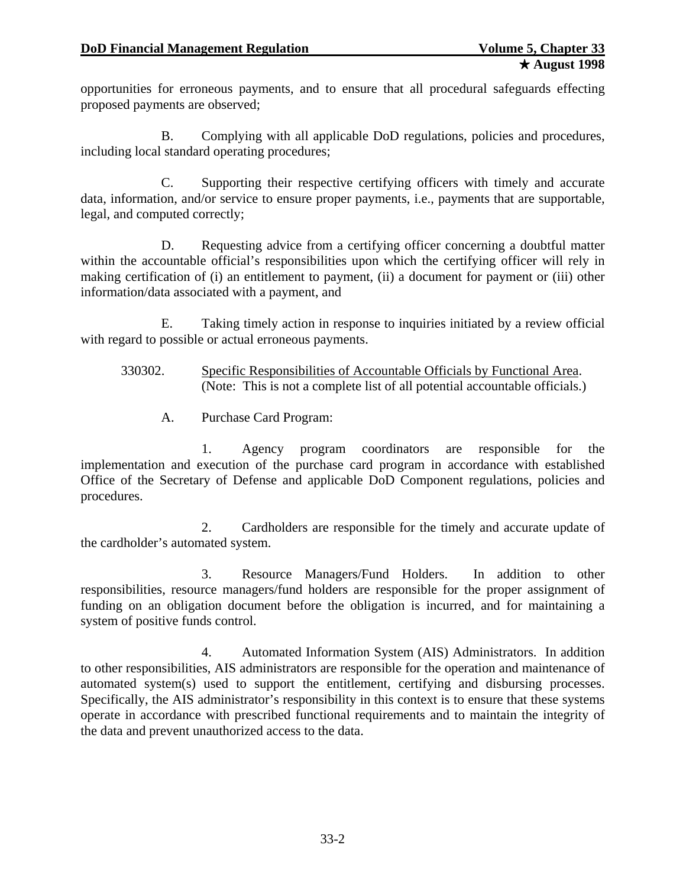opportunities for erroneous payments, and to ensure that all procedural safeguards effecting proposed payments are observed;

B. Complying with all applicable DoD regulations, policies and procedures, including local standard operating procedures;

C. Supporting their respective certifying officers with timely and accurate data, information, and/or service to ensure proper payments, i.e., payments that are supportable, legal, and computed correctly;

D. Requesting advice from a certifying officer concerning a doubtful matter within the accountable official's responsibilities upon which the certifying officer will rely in making certification of (i) an entitlement to payment, (ii) a document for payment or (iii) other information/data associated with a payment, and

E. Taking timely action in response to inquiries initiated by a review official with regard to possible or actual erroneous payments.

330302. Specific Responsibilities of Accountable Officials by Functional Area. (Note: This is not a complete list of all potential accountable officials.)

A. Purchase Card Program:

1. Agency program coordinators are responsible for the implementation and execution of the purchase card program in accordance with established Office of the Secretary of Defense and applicable DoD Component regulations, policies and procedures.

2. Cardholders are responsible for the timely and accurate update of the cardholder's automated system.

3. Resource Managers/Fund Holders. In addition to other responsibilities, resource managers/fund holders are responsible for the proper assignment of funding on an obligation document before the obligation is incurred, and for maintaining a system of positive funds control.

4. Automated Information System (AIS) Administrators. In addition to other responsibilities, AIS administrators are responsible for the operation and maintenance of automated system(s) used to support the entitlement, certifying and disbursing processes. Specifically, the AIS administrator's responsibility in this context is to ensure that these systems operate in accordance with prescribed functional requirements and to maintain the integrity of the data and prevent unauthorized access to the data.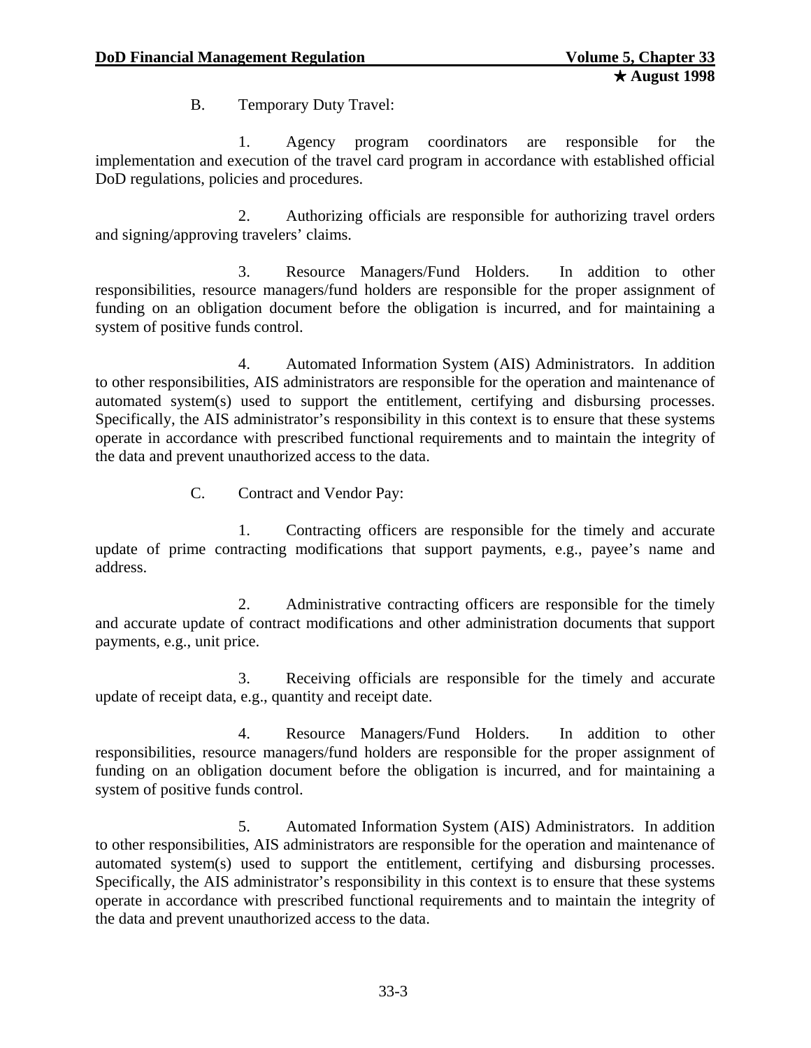B. Temporary Duty Travel:

1. Agency program coordinators are responsible for the implementation and execution of the travel card program in accordance with established official DoD regulations, policies and procedures.

2. Authorizing officials are responsible for authorizing travel orders and signing/approving travelers' claims.

3. Resource Managers/Fund Holders. In addition to other responsibilities, resource managers/fund holders are responsible for the proper assignment of funding on an obligation document before the obligation is incurred, and for maintaining a system of positive funds control.

4. Automated Information System (AIS) Administrators. In addition to other responsibilities, AIS administrators are responsible for the operation and maintenance of automated system(s) used to support the entitlement, certifying and disbursing processes. Specifically, the AIS administrator's responsibility in this context is to ensure that these systems operate in accordance with prescribed functional requirements and to maintain the integrity of the data and prevent unauthorized access to the data.

C. Contract and Vendor Pay:

1. Contracting officers are responsible for the timely and accurate update of prime contracting modifications that support payments, e.g., payee's name and address.

2. Administrative contracting officers are responsible for the timely and accurate update of contract modifications and other administration documents that support payments, e.g., unit price.

3. Receiving officials are responsible for the timely and accurate update of receipt data, e.g., quantity and receipt date.

4. Resource Managers/Fund Holders. In addition to other responsibilities, resource managers/fund holders are responsible for the proper assignment of funding on an obligation document before the obligation is incurred, and for maintaining a system of positive funds control.

5. Automated Information System (AIS) Administrators. In addition to other responsibilities, AIS administrators are responsible for the operation and maintenance of automated system(s) used to support the entitlement, certifying and disbursing processes. Specifically, the AIS administrator's responsibility in this context is to ensure that these systems operate in accordance with prescribed functional requirements and to maintain the integrity of the data and prevent unauthorized access to the data.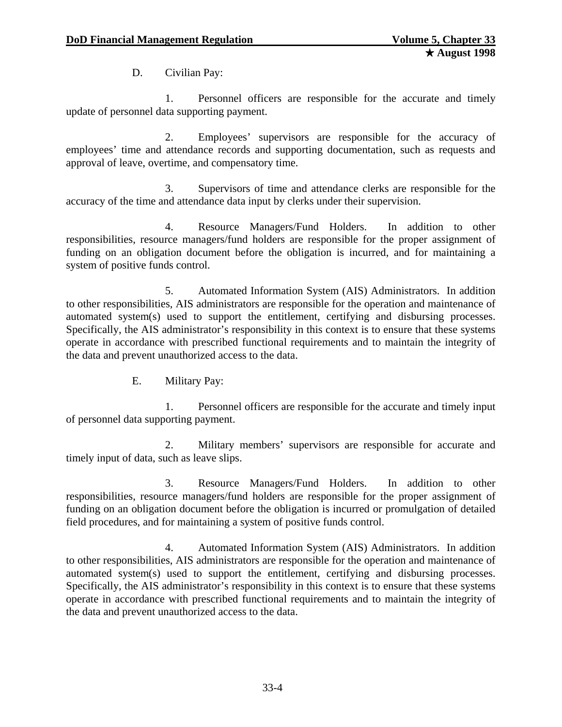D. Civilian Pay:

1. Personnel officers are responsible for the accurate and timely update of personnel data supporting payment.

2. Employees' supervisors are responsible for the accuracy of employees' time and attendance records and supporting documentation, such as requests and approval of leave, overtime, and compensatory time.

3. Supervisors of time and attendance clerks are responsible for the accuracy of the time and attendance data input by clerks under their supervision.

4. Resource Managers/Fund Holders. In addition to other responsibilities, resource managers/fund holders are responsible for the proper assignment of funding on an obligation document before the obligation is incurred, and for maintaining a system of positive funds control.

5. Automated Information System (AIS) Administrators. In addition to other responsibilities, AIS administrators are responsible for the operation and maintenance of automated system(s) used to support the entitlement, certifying and disbursing processes. Specifically, the AIS administrator's responsibility in this context is to ensure that these systems operate in accordance with prescribed functional requirements and to maintain the integrity of the data and prevent unauthorized access to the data.

E. Military Pay:

1. Personnel officers are responsible for the accurate and timely input of personnel data supporting payment.

2. Military members' supervisors are responsible for accurate and timely input of data, such as leave slips.

3. Resource Managers/Fund Holders. In addition to other responsibilities, resource managers/fund holders are responsible for the proper assignment of funding on an obligation document before the obligation is incurred or promulgation of detailed field procedures, and for maintaining a system of positive funds control.

4. Automated Information System (AIS) Administrators. In addition to other responsibilities, AIS administrators are responsible for the operation and maintenance of automated system(s) used to support the entitlement, certifying and disbursing processes. Specifically, the AIS administrator's responsibility in this context is to ensure that these systems operate in accordance with prescribed functional requirements and to maintain the integrity of the data and prevent unauthorized access to the data.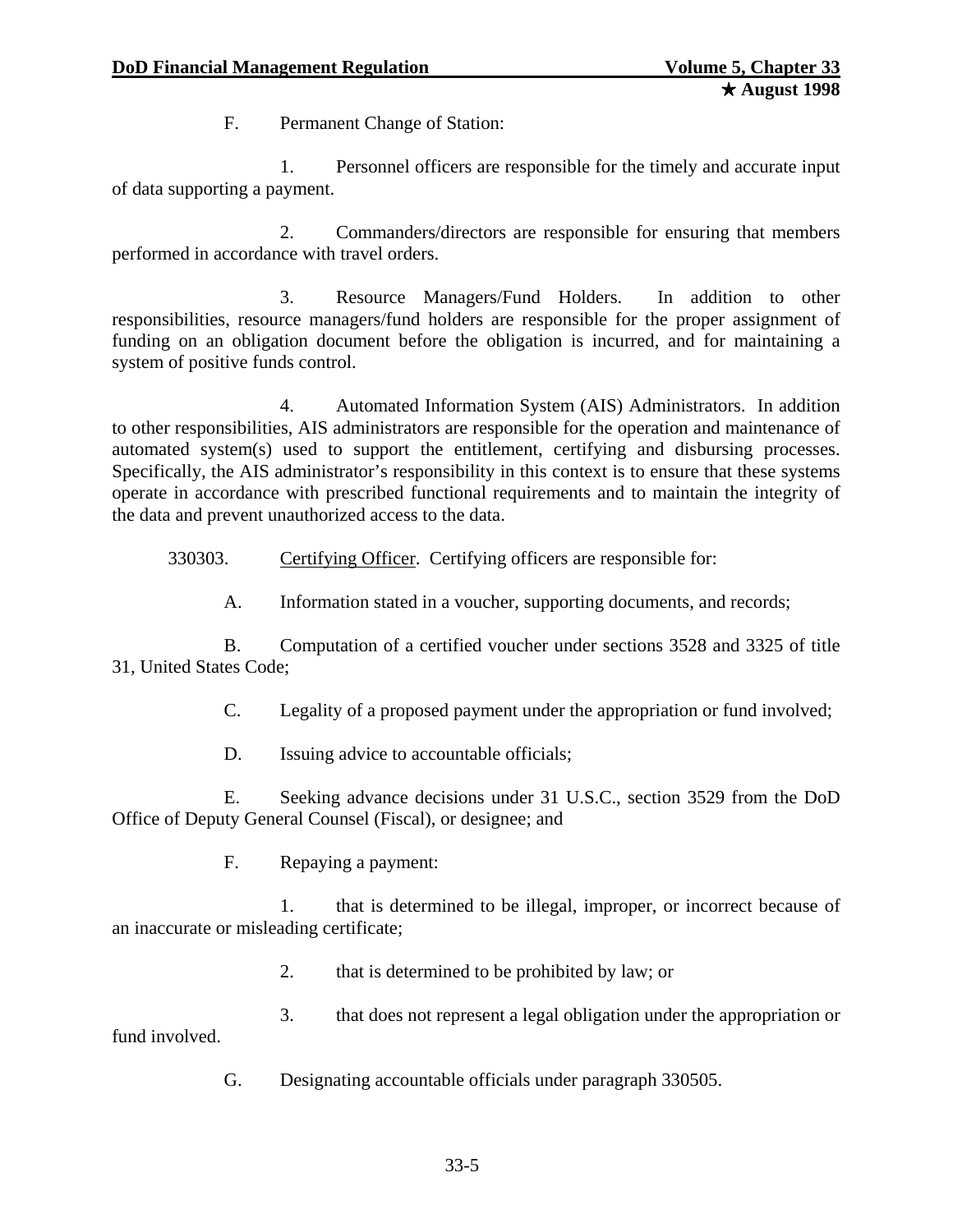F. Permanent Change of Station:

1. Personnel officers are responsible for the timely and accurate input of data supporting a payment.

2. Commanders/directors are responsible for ensuring that members performed in accordance with travel orders.

3. Resource Managers/Fund Holders. In addition to other responsibilities, resource managers/fund holders are responsible for the proper assignment of funding on an obligation document before the obligation is incurred, and for maintaining a system of positive funds control.

4. Automated Information System (AIS) Administrators. In addition to other responsibilities, AIS administrators are responsible for the operation and maintenance of automated system(s) used to support the entitlement, certifying and disbursing processes. Specifically, the AIS administrator's responsibility in this context is to ensure that these systems operate in accordance with prescribed functional requirements and to maintain the integrity of the data and prevent unauthorized access to the data.

330303. Certifying Officer. Certifying officers are responsible for:

A. Information stated in a voucher, supporting documents, and records;

B. Computation of a certified voucher under sections 3528 and 3325 of title 31, United States Code;

C. Legality of a proposed payment under the appropriation or fund involved;

D. Issuing advice to accountable officials;

E. Seeking advance decisions under 31 U.S.C., section 3529 from the DoD Office of Deputy General Counsel (Fiscal), or designee; and

F. Repaying a payment:

1. that is determined to be illegal, improper, or incorrect because of an inaccurate or misleading certificate;

2. that is determined to be prohibited by law; or

3. that does not represent a legal obligation under the appropriation or fund involved.

G. Designating accountable officials under paragraph 330505.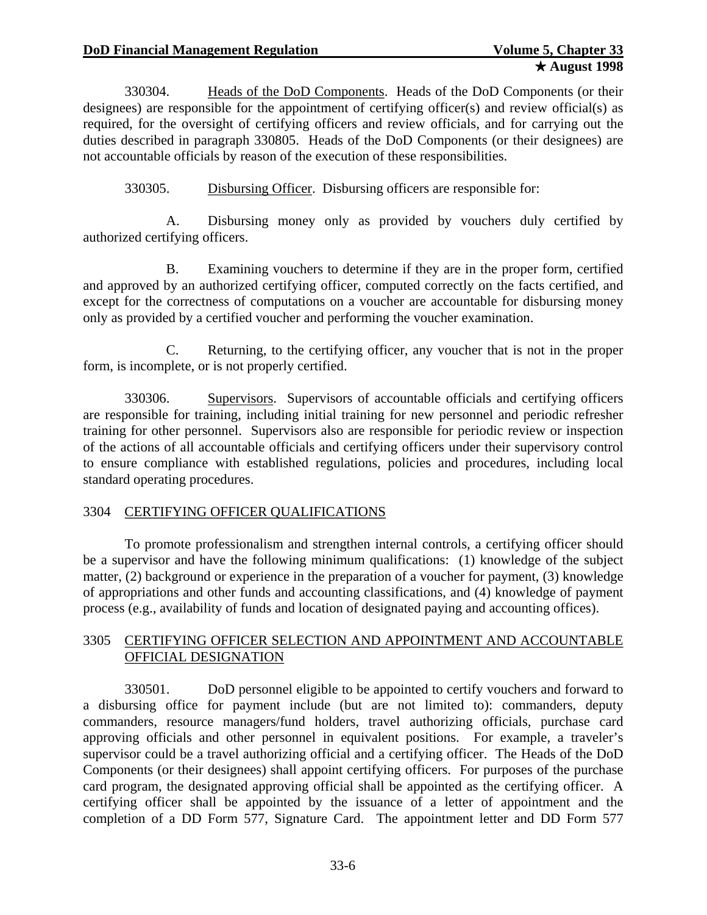330304. Heads of the DoD Components. Heads of the DoD Components (or their designees) are responsible for the appointment of certifying officer(s) and review official(s) as required, for the oversight of certifying officers and review officials, and for carrying out the duties described in paragraph 330805. Heads of the DoD Components (or their designees) are not accountable officials by reason of the execution of these responsibilities.

330305. Disbursing Officer. Disbursing officers are responsible for:

A. Disbursing money only as provided by vouchers duly certified by authorized certifying officers.

B. Examining vouchers to determine if they are in the proper form, certified and approved by an authorized certifying officer, computed correctly on the facts certified, and except for the correctness of computations on a voucher are accountable for disbursing money only as provided by a certified voucher and performing the voucher examination.

C. Returning, to the certifying officer, any voucher that is not in the proper form, is incomplete, or is not properly certified.

330306. Supervisors. Supervisors of accountable officials and certifying officers are responsible for training, including initial training for new personnel and periodic refresher training for other personnel. Supervisors also are responsible for periodic review or inspection of the actions of all accountable officials and certifying officers under their supervisory control to ensure compliance with established regulations, policies and procedures, including local standard operating procedures.

## 3304 CERTIFYING OFFICER QUALIFICATIONS

To promote professionalism and strengthen internal controls, a certifying officer should be a supervisor and have the following minimum qualifications: (1) knowledge of the subject matter, (2) background or experience in the preparation of a voucher for payment, (3) knowledge of appropriations and other funds and accounting classifications, and (4) knowledge of payment process (e.g., availability of funds and location of designated paying and accounting offices).

## 3305 CERTIFYING OFFICER SELECTION AND APPOINTMENT AND ACCOUNTABLE OFFICIAL DESIGNATION

330501. DoD personnel eligible to be appointed to certify vouchers and forward to a disbursing office for payment include (but are not limited to): commanders, deputy commanders, resource managers/fund holders, travel authorizing officials, purchase card approving officials and other personnel in equivalent positions. For example, a traveler's supervisor could be a travel authorizing official and a certifying officer. The Heads of the DoD Components (or their designees) shall appoint certifying officers. For purposes of the purchase card program, the designated approving official shall be appointed as the certifying officer. A certifying officer shall be appointed by the issuance of a letter of appointment and the completion of a DD Form 577, Signature Card. The appointment letter and DD Form 577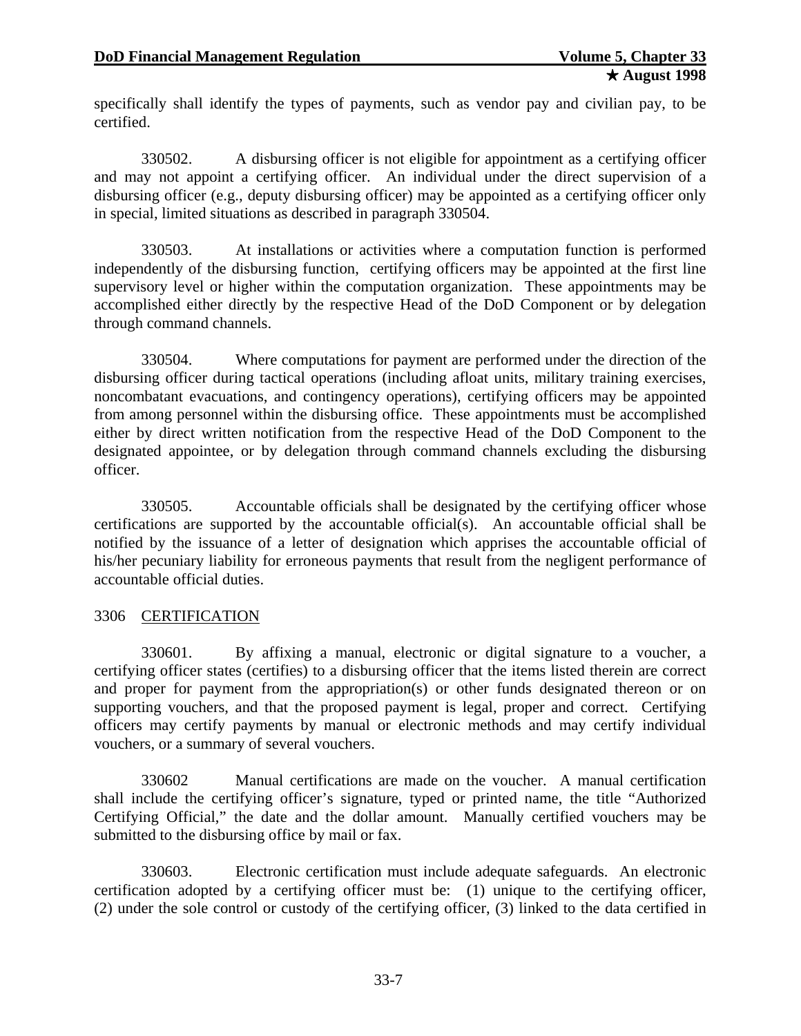specifically shall identify the types of payments, such as vendor pay and civilian pay, to be certified.

330502. A disbursing officer is not eligible for appointment as a certifying officer and may not appoint a certifying officer. An individual under the direct supervision of a disbursing officer (e.g., deputy disbursing officer) may be appointed as a certifying officer only in special, limited situations as described in paragraph 330504.

330503. At installations or activities where a computation function is performed independently of the disbursing function, certifying officers may be appointed at the first line supervisory level or higher within the computation organization. These appointments may be accomplished either directly by the respective Head of the DoD Component or by delegation through command channels.

330504. Where computations for payment are performed under the direction of the disbursing officer during tactical operations (including afloat units, military training exercises, noncombatant evacuations, and contingency operations), certifying officers may be appointed from among personnel within the disbursing office. These appointments must be accomplished either by direct written notification from the respective Head of the DoD Component to the designated appointee, or by delegation through command channels excluding the disbursing officer.

330505. Accountable officials shall be designated by the certifying officer whose certifications are supported by the accountable official(s). An accountable official shall be notified by the issuance of a letter of designation which apprises the accountable official of his/her pecuniary liability for erroneous payments that result from the negligent performance of accountable official duties.

## 3306 CERTIFICATION

330601. By affixing a manual, electronic or digital signature to a voucher, a certifying officer states (certifies) to a disbursing officer that the items listed therein are correct and proper for payment from the appropriation(s) or other funds designated thereon or on supporting vouchers, and that the proposed payment is legal, proper and correct. Certifying officers may certify payments by manual or electronic methods and may certify individual vouchers, or a summary of several vouchers.

330602 Manual certifications are made on the voucher. A manual certification shall include the certifying officer's signature, typed or printed name, the title "Authorized Certifying Official," the date and the dollar amount. Manually certified vouchers may be submitted to the disbursing office by mail or fax.

330603. Electronic certification must include adequate safeguards. An electronic certification adopted by a certifying officer must be: (1) unique to the certifying officer, (2) under the sole control or custody of the certifying officer, (3) linked to the data certified in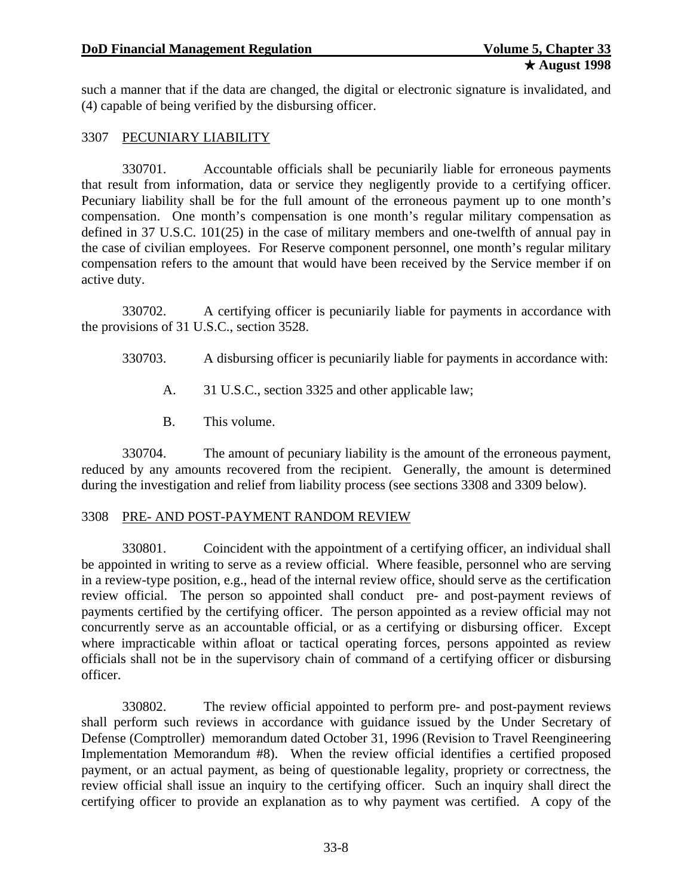such a manner that if the data are changed, the digital or electronic signature is invalidated, and (4) capable of being verified by the disbursing officer.

## 3307 PECUNIARY LIABILITY

330701. Accountable officials shall be pecuniarily liable for erroneous payments that result from information, data or service they negligently provide to a certifying officer. Pecuniary liability shall be for the full amount of the erroneous payment up to one month's compensation. One month's compensation is one month's regular military compensation as defined in 37 U.S.C. 101(25) in the case of military members and one-twelfth of annual pay in the case of civilian employees. For Reserve component personnel, one month's regular military compensation refers to the amount that would have been received by the Service member if on active duty.

330702. A certifying officer is pecuniarily liable for payments in accordance with the provisions of 31 U.S.C., section 3528.

330703. A disbursing officer is pecuniarily liable for payments in accordance with:

A. 31 U.S.C., section 3325 and other applicable law;

B. This volume.

330704. The amount of pecuniary liability is the amount of the erroneous payment, reduced by any amounts recovered from the recipient. Generally, the amount is determined during the investigation and relief from liability process (see sections 3308 and 3309 below).

## 3308 PRE- AND POST-PAYMENT RANDOM REVIEW

330801. Coincident with the appointment of a certifying officer, an individual shall be appointed in writing to serve as a review official. Where feasible, personnel who are serving in a review-type position, e.g., head of the internal review office, should serve as the certification review official. The person so appointed shall conduct pre- and post-payment reviews of payments certified by the certifying officer. The person appointed as a review official may not concurrently serve as an accountable official, or as a certifying or disbursing officer. Except where impracticable within afloat or tactical operating forces, persons appointed as review officials shall not be in the supervisory chain of command of a certifying officer or disbursing officer.

330802. The review official appointed to perform pre- and post-payment reviews shall perform such reviews in accordance with guidance issued by the Under Secretary of Defense (Comptroller) memorandum dated October 31, 1996 (Revision to Travel Reengineering Implementation Memorandum #8). When the review official identifies a certified proposed payment, or an actual payment, as being of questionable legality, propriety or correctness, the review official shall issue an inquiry to the certifying officer. Such an inquiry shall direct the certifying officer to provide an explanation as to why payment was certified. A copy of the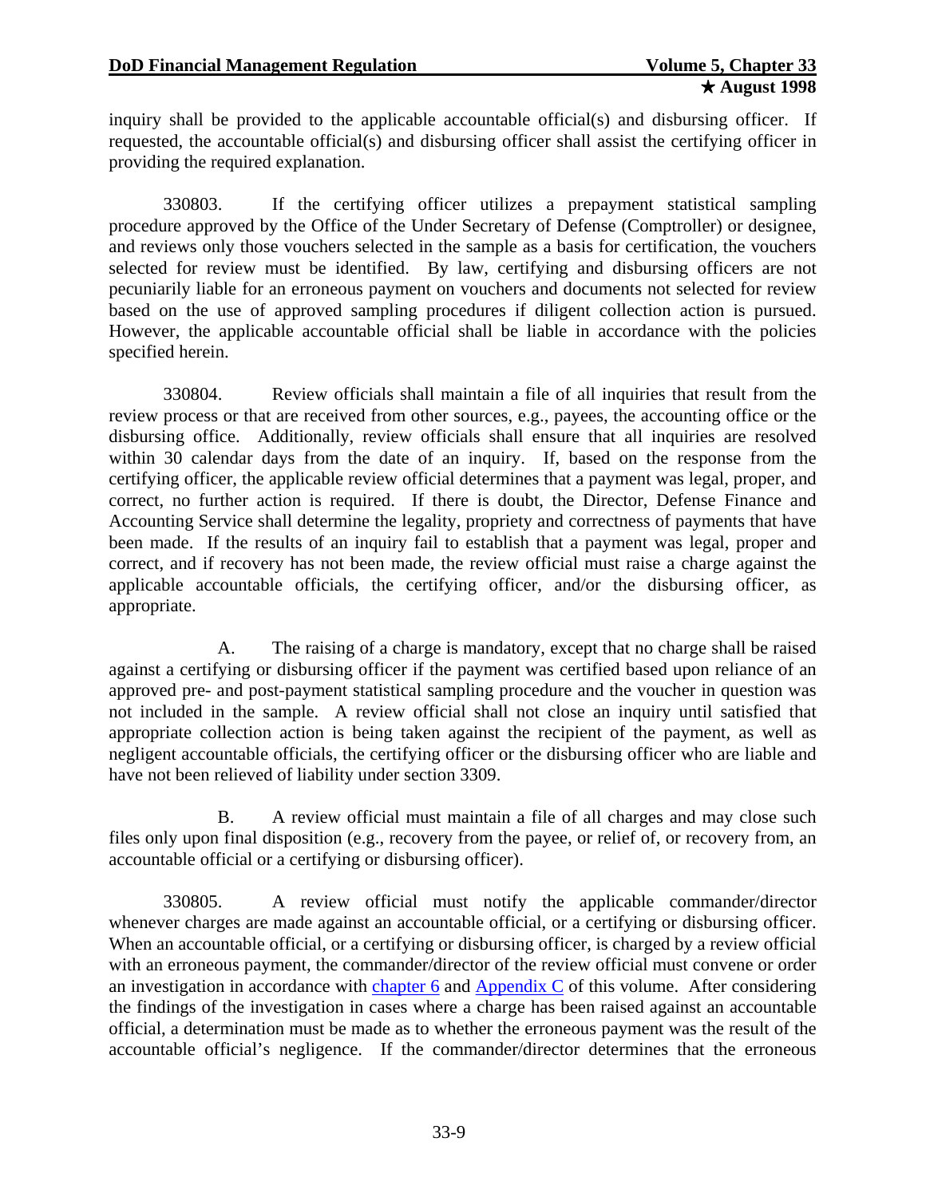inquiry shall be provided to the applicable accountable official(s) and disbursing officer. If requested, the accountable official(s) and disbursing officer shall assist the certifying officer in providing the required explanation.

330803. If the certifying officer utilizes a prepayment statistical sampling procedure approved by the Office of the Under Secretary of Defense (Comptroller) or designee, and reviews only those vouchers selected in the sample as a basis for certification, the vouchers selected for review must be identified. By law, certifying and disbursing officers are not pecuniarily liable for an erroneous payment on vouchers and documents not selected for review based on the use of approved sampling procedures if diligent collection action is pursued. However, the applicable accountable official shall be liable in accordance with the policies specified herein.

330804. Review officials shall maintain a file of all inquiries that result from the review process or that are received from other sources, e.g., payees, the accounting office or the disbursing office. Additionally, review officials shall ensure that all inquiries are resolved within 30 calendar days from the date of an inquiry. If, based on the response from the certifying officer, the applicable review official determines that a payment was legal, proper, and correct, no further action is required. If there is doubt, the Director, Defense Finance and Accounting Service shall determine the legality, propriety and correctness of payments that have been made. If the results of an inquiry fail to establish that a payment was legal, proper and correct, and if recovery has not been made, the review official must raise a charge against the applicable accountable officials, the certifying officer, and/or the disbursing officer, as appropriate.

A. The raising of a charge is mandatory, except that no charge shall be raised against a certifying or disbursing officer if the payment was certified based upon reliance of an approved pre- and post-payment statistical sampling procedure and the voucher in question was not included in the sample. A review official shall not close an inquiry until satisfied that appropriate collection action is being taken against the recipient of the payment, as well as negligent accountable officials, the certifying officer or the disbursing officer who are liable and have not been relieved of liability under section 3309.

B. A review official must maintain a file of all charges and may close such files only upon final disposition (e.g., recovery from the payee, or relief of, or recovery from, an accountable official or a certifying or disbursing officer).

330805. A review official must notify the applicable commander/director whenever charges are made against an accountable official, or a certifying or disbursing officer. When an accountable official, or a certifying or disbursing officer, is charged by a review official with an erroneous payment, the commander/director of the review official must convene or order an investigation in accordance with chapter 6 and Appendix C of this volume. After considering the findings of the investigation in cases where a charge has been raised against an accountable official, a determination must be made as to whether the erroneous payment was the result of the accountable official's negligence. If the commander/director determines that the erroneous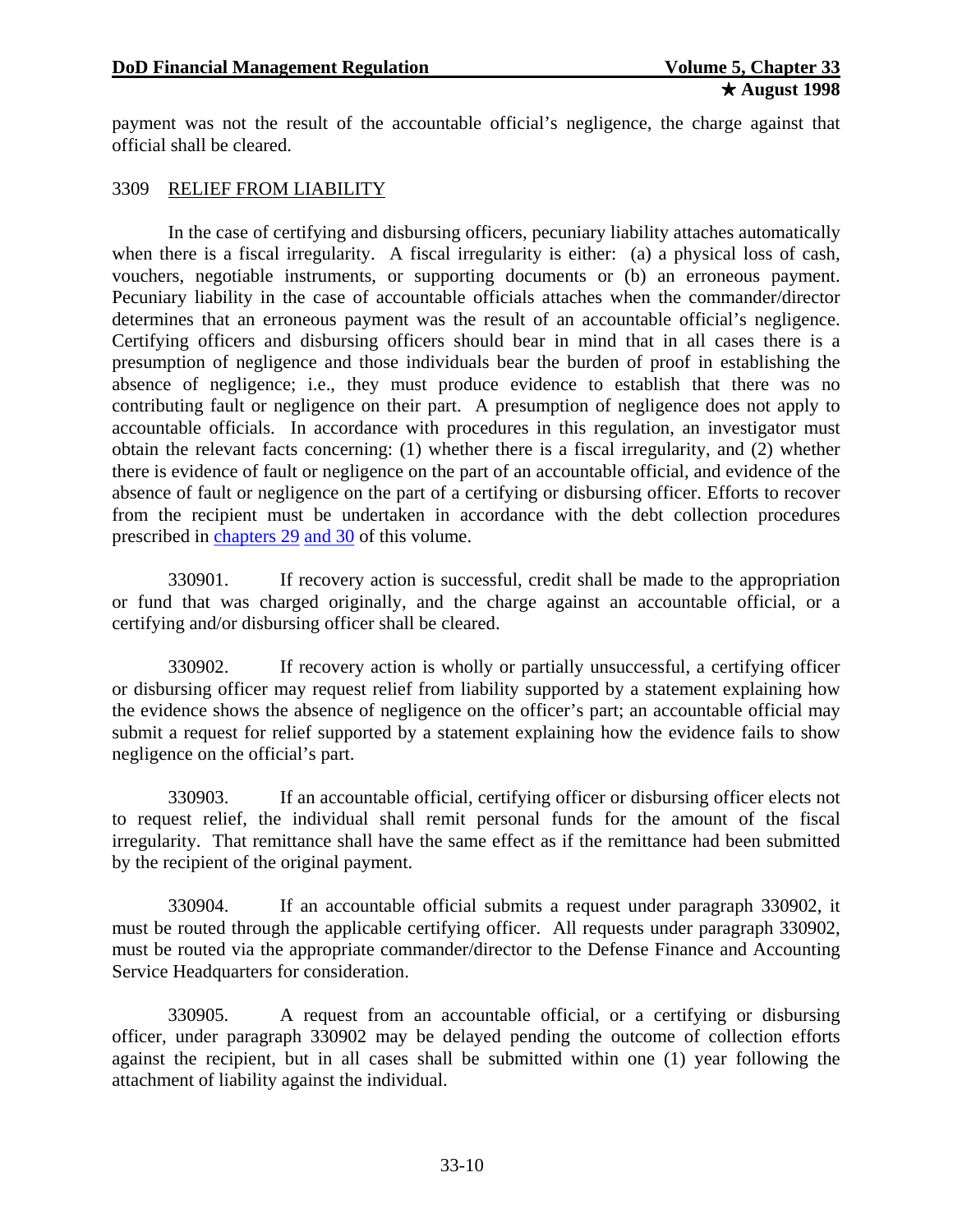payment was not the result of the accountable official's negligence, the charge against that official shall be cleared.

## 3309 RELIEF FROM LIABILITY

In the case of certifying and disbursing officers, pecuniary liability attaches automatically when there is a fiscal irregularity. A fiscal irregularity is either: (a) a physical loss of cash, vouchers, negotiable instruments, or supporting documents or (b) an erroneous payment. Pecuniary liability in the case of accountable officials attaches when the commander/director determines that an erroneous payment was the result of an accountable official's negligence. Certifying officers and disbursing officers should bear in mind that in all cases there is a presumption of negligence and those individuals bear the burden of proof in establishing the absence of negligence; i.e., they must produce evidence to establish that there was no contributing fault or negligence on their part. A presumption of negligence does not apply to accountable officials. In accordance with procedures in this regulation, an investigator must obtain the relevant facts concerning: (1) whether there is a fiscal irregularity, and (2) whether there is evidence of fault or negligence on the part of an accountable official, and evidence of the absence of fault or negligence on the part of a certifying or disbursing officer. Efforts to recover from the recipient must be undertaken in accordance with the debt collection procedures prescribed in chapters 29 and 30 of this volume.

330901. If recovery action is successful, credit shall be made to the appropriation or fund that was charged originally, and the charge against an accountable official, or a certifying and/or disbursing officer shall be cleared.

330902. If recovery action is wholly or partially unsuccessful, a certifying officer or disbursing officer may request relief from liability supported by a statement explaining how the evidence shows the absence of negligence on the officer's part; an accountable official may submit a request for relief supported by a statement explaining how the evidence fails to show negligence on the official's part.

330903. If an accountable official, certifying officer or disbursing officer elects not to request relief, the individual shall remit personal funds for the amount of the fiscal irregularity. That remittance shall have the same effect as if the remittance had been submitted by the recipient of the original payment.

330904. If an accountable official submits a request under paragraph 330902, it must be routed through the applicable certifying officer. All requests under paragraph 330902, must be routed via the appropriate commander/director to the Defense Finance and Accounting Service Headquarters for consideration.

330905. A request from an accountable official, or a certifying or disbursing officer, under paragraph 330902 may be delayed pending the outcome of collection efforts against the recipient, but in all cases shall be submitted within one (1) year following the attachment of liability against the individual.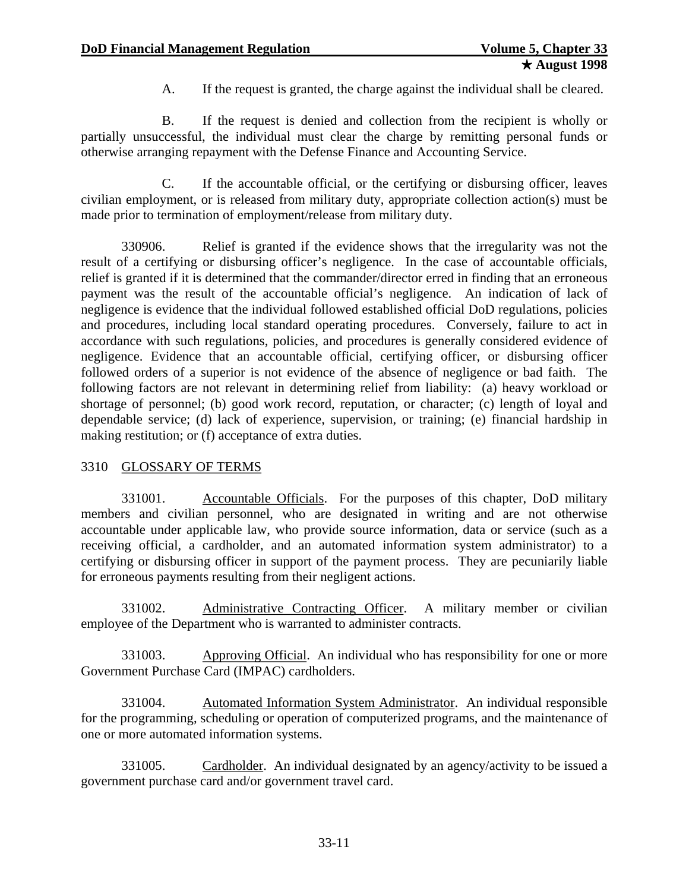A. If the request is granted, the charge against the individual shall be cleared.

B. If the request is denied and collection from the recipient is wholly or partially unsuccessful, the individual must clear the charge by remitting personal funds or otherwise arranging repayment with the Defense Finance and Accounting Service.

C. If the accountable official, or the certifying or disbursing officer, leaves civilian employment, or is released from military duty, appropriate collection action(s) must be made prior to termination of employment/release from military duty.

330906. Relief is granted if the evidence shows that the irregularity was not the result of a certifying or disbursing officer's negligence. In the case of accountable officials, relief is granted if it is determined that the commander/director erred in finding that an erroneous payment was the result of the accountable official's negligence. An indication of lack of negligence is evidence that the individual followed established official DoD regulations, policies and procedures, including local standard operating procedures. Conversely, failure to act in accordance with such regulations, policies, and procedures is generally considered evidence of negligence. Evidence that an accountable official, certifying officer, or disbursing officer followed orders of a superior is not evidence of the absence of negligence or bad faith. The following factors are not relevant in determining relief from liability: (a) heavy workload or shortage of personnel; (b) good work record, reputation, or character; (c) length of loyal and dependable service; (d) lack of experience, supervision, or training; (e) financial hardship in making restitution; or (f) acceptance of extra duties.

## 3310 GLOSSARY OF TERMS

331001. Accountable Officials. For the purposes of this chapter, DoD military members and civilian personnel, who are designated in writing and are not otherwise accountable under applicable law, who provide source information, data or service (such as a receiving official, a cardholder, and an automated information system administrator) to a certifying or disbursing officer in support of the payment process. They are pecuniarily liable for erroneous payments resulting from their negligent actions.

331002. Administrative Contracting Officer. A military member or civilian employee of the Department who is warranted to administer contracts.

331003. Approving Official. An individual who has responsibility for one or more Government Purchase Card (IMPAC) cardholders.

331004. Automated Information System Administrator. An individual responsible for the programming, scheduling or operation of computerized programs, and the maintenance of one or more automated information systems.

331005. Cardholder. An individual designated by an agency/activity to be issued a government purchase card and/or government travel card.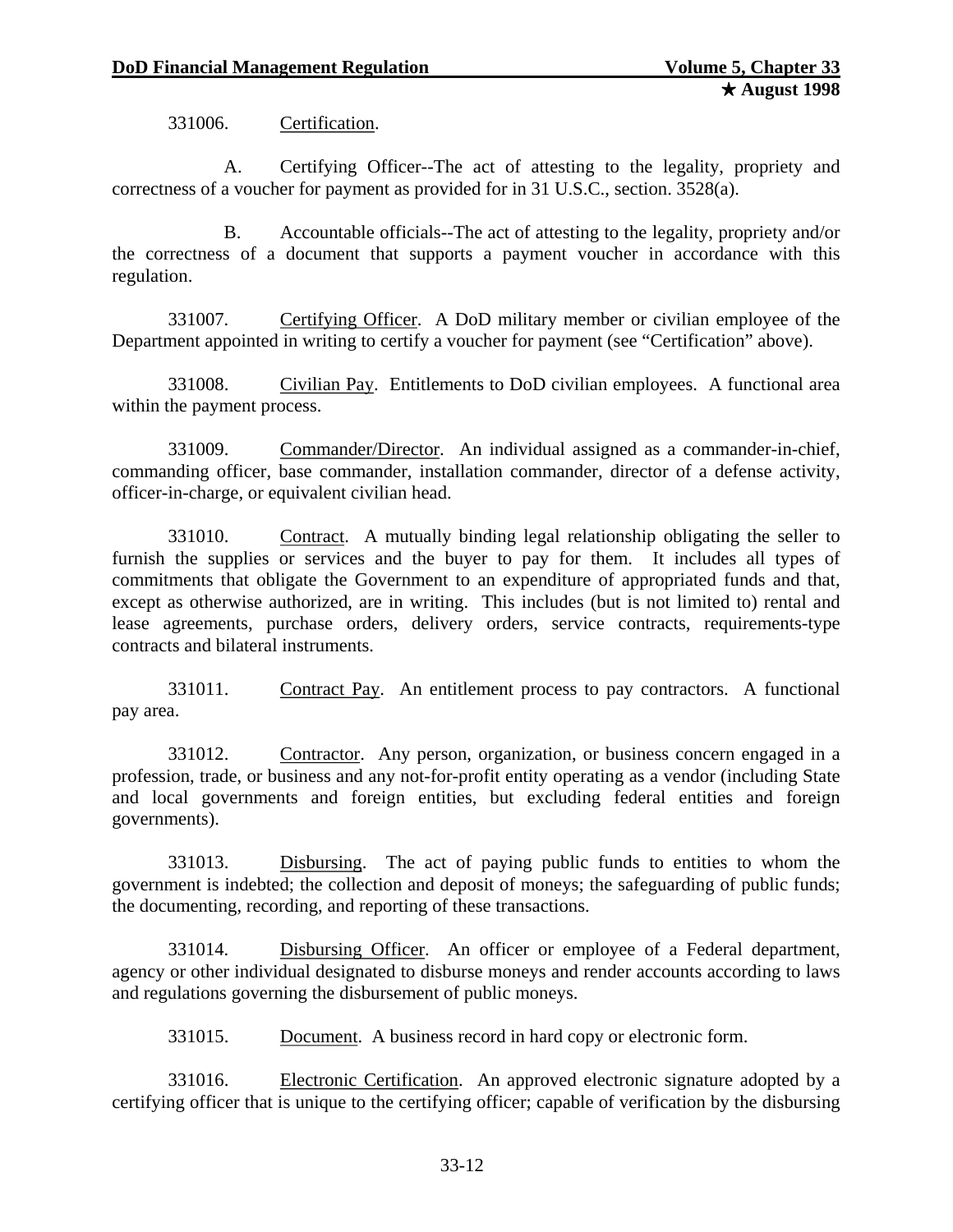331006. Certification.

A. Certifying Officer--The act of attesting to the legality, propriety and correctness of a voucher for payment as provided for in 31 U.S.C., section. 3528(a).

B. Accountable officials--The act of attesting to the legality, propriety and/or the correctness of a document that supports a payment voucher in accordance with this regulation.

331007. Certifying Officer. A DoD military member or civilian employee of the Department appointed in writing to certify a voucher for payment (see "Certification" above).

331008. Civilian Pay. Entitlements to DoD civilian employees. A functional area within the payment process.

331009. Commander/Director. An individual assigned as a commander-in-chief, commanding officer, base commander, installation commander, director of a defense activity, officer-in-charge, or equivalent civilian head.

331010. Contract. A mutually binding legal relationship obligating the seller to furnish the supplies or services and the buyer to pay for them. It includes all types of commitments that obligate the Government to an expenditure of appropriated funds and that, except as otherwise authorized, are in writing. This includes (but is not limited to) rental and lease agreements, purchase orders, delivery orders, service contracts, requirements-type contracts and bilateral instruments.

331011. Contract Pay. An entitlement process to pay contractors. A functional pay area.

331012. Contractor. Any person, organization, or business concern engaged in a profession, trade, or business and any not-for-profit entity operating as a vendor (including State and local governments and foreign entities, but excluding federal entities and foreign governments).

331013. Disbursing. The act of paying public funds to entities to whom the government is indebted; the collection and deposit of moneys; the safeguarding of public funds; the documenting, recording, and reporting of these transactions.

331014. Disbursing Officer. An officer or employee of a Federal department, agency or other individual designated to disburse moneys and render accounts according to laws and regulations governing the disbursement of public moneys.

331015. Document. A business record in hard copy or electronic form.

331016. Electronic Certification. An approved electronic signature adopted by a certifying officer that is unique to the certifying officer; capable of verification by the disbursing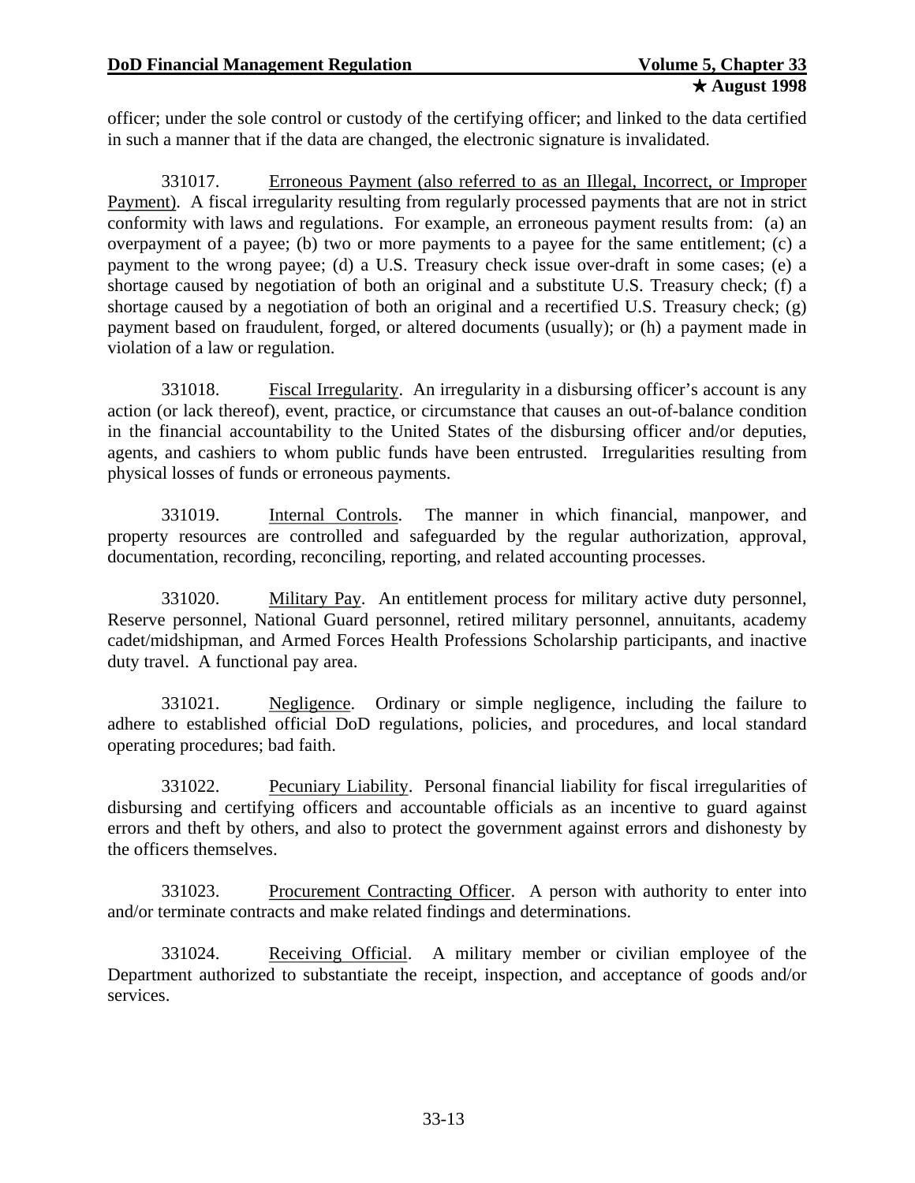officer; under the sole control or custody of the certifying officer; and linked to the data certified in such a manner that if the data are changed, the electronic signature is invalidated.

331017. Erroneous Payment (also referred to as an Illegal, Incorrect, or Improper Payment). A fiscal irregularity resulting from regularly processed payments that are not in strict conformity with laws and regulations. For example, an erroneous payment results from: (a) an overpayment of a payee; (b) two or more payments to a payee for the same entitlement; (c) a payment to the wrong payee; (d) a U.S. Treasury check issue over-draft in some cases; (e) a shortage caused by negotiation of both an original and a substitute U.S. Treasury check; (f) a shortage caused by a negotiation of both an original and a recertified U.S. Treasury check; (g) payment based on fraudulent, forged, or altered documents (usually); or (h) a payment made in violation of a law or regulation.

331018. Fiscal Irregularity. An irregularity in a disbursing officer's account is any action (or lack thereof), event, practice, or circumstance that causes an out-of-balance condition in the financial accountability to the United States of the disbursing officer and/or deputies, agents, and cashiers to whom public funds have been entrusted. Irregularities resulting from physical losses of funds or erroneous payments.

331019. Internal Controls. The manner in which financial, manpower, and property resources are controlled and safeguarded by the regular authorization, approval, documentation, recording, reconciling, reporting, and related accounting processes.

331020. Military Pay. An entitlement process for military active duty personnel, Reserve personnel, National Guard personnel, retired military personnel, annuitants, academy cadet/midshipman, and Armed Forces Health Professions Scholarship participants, and inactive duty travel. A functional pay area.

331021. Negligence. Ordinary or simple negligence, including the failure to adhere to established official DoD regulations, policies, and procedures, and local standard operating procedures; bad faith.

331022. Pecuniary Liability. Personal financial liability for fiscal irregularities of disbursing and certifying officers and accountable officials as an incentive to guard against errors and theft by others, and also to protect the government against errors and dishonesty by the officers themselves.

331023. Procurement Contracting Officer. A person with authority to enter into and/or terminate contracts and make related findings and determinations.

331024. Receiving Official. A military member or civilian employee of the Department authorized to substantiate the receipt, inspection, and acceptance of goods and/or services.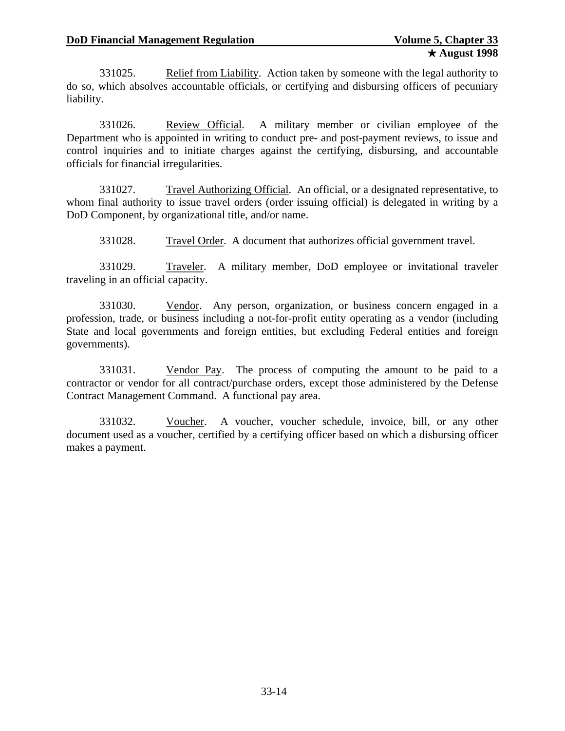331025. Relief from Liability. Action taken by someone with the legal authority to do so, which absolves accountable officials, or certifying and disbursing officers of pecuniary liability.

331026. Review Official. A military member or civilian employee of the Department who is appointed in writing to conduct pre- and post-payment reviews, to issue and control inquiries and to initiate charges against the certifying, disbursing, and accountable officials for financial irregularities.

331027. Travel Authorizing Official. An official, or a designated representative, to whom final authority to issue travel orders (order issuing official) is delegated in writing by a DoD Component, by organizational title, and/or name.

331028. Travel Order. A document that authorizes official government travel.

331029. Traveler. A military member, DoD employee or invitational traveler traveling in an official capacity.

331030. Vendor. Any person, organization, or business concern engaged in a profession, trade, or business including a not-for-profit entity operating as a vendor (including State and local governments and foreign entities, but excluding Federal entities and foreign governments).

331031. Vendor Pay. The process of computing the amount to be paid to a contractor or vendor for all contract/purchase orders, except those administered by the Defense Contract Management Command. A functional pay area.

331032. Voucher. A voucher, voucher schedule, invoice, bill, or any other document used as a voucher, certified by a certifying officer based on which a disbursing officer makes a payment.